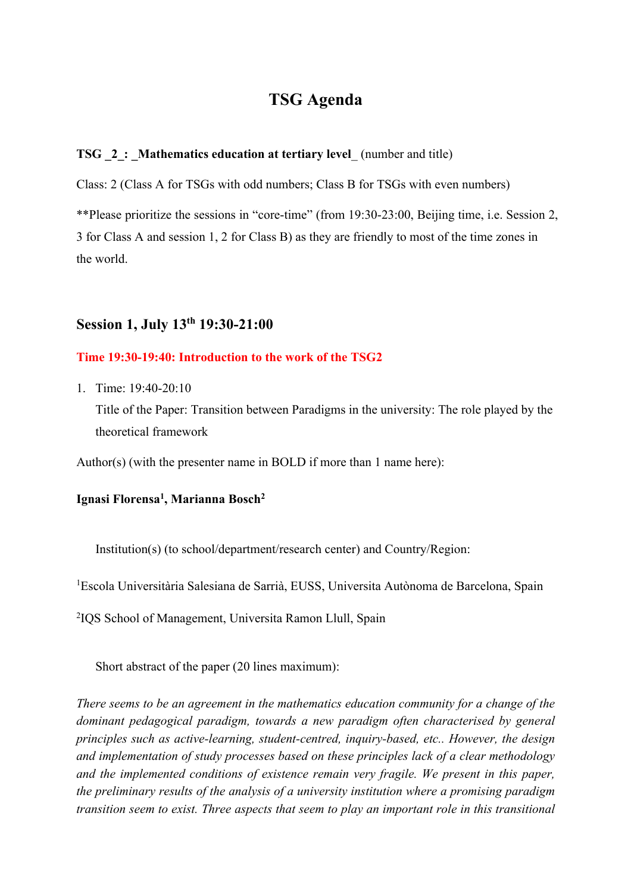# TSG Agenda

**TSG _2_: _Mathematics education at tertiary level_** (number and title)

Class: 2 (Class A for TSGs with odd numbers; Class B for TSGs with even numbers)

**Please prioritize the sessions in "core-time" (from 19:30-23:00, Beijing time, i.e. Session 2, 3 for Class A and session 1, 2 for Class B) as they are friendly to most of the time zones in the world.

## Session 1, July 13th 19:30-21:00

**Time 19:30-19:40: Introduction to the work of the TSG2**

1. Time: 19:40-20:10

   Title of the Paper: Transition between Paradigms in the university: The role played by the theoretical framework

Author(s) (with the presenter name in BOLD if more than 1 name here):

**Ignasi Florensa[1], Marianna Bosch[2]**

Institution(s) (to school/department/research center) and Country/Region:

[1]Escola Universitària Salesiana de Sarrià, EUSS, Universita Autònoma de Barcelona, Spain

[2]IQS School of Management, Universita Ramon Llull, Spain

Short abstract of the paper (20 lines maximum):

*There seems to be an agreement in the mathematics education community for a change of the dominant pedagogical paradigm, towards a new paradigm often characterised by general principles such as active-learning, student-centred, inquiry-based, etc.. However, the design and implementation of study processes based on these principles lack of a clear methodology and the implemented conditions of existence remain very fragile. We present in this paper, the preliminary results of the analysis of a university institution where a promising paradigm transition seem to exist. Three aspects that seem to play an important role in this transitional*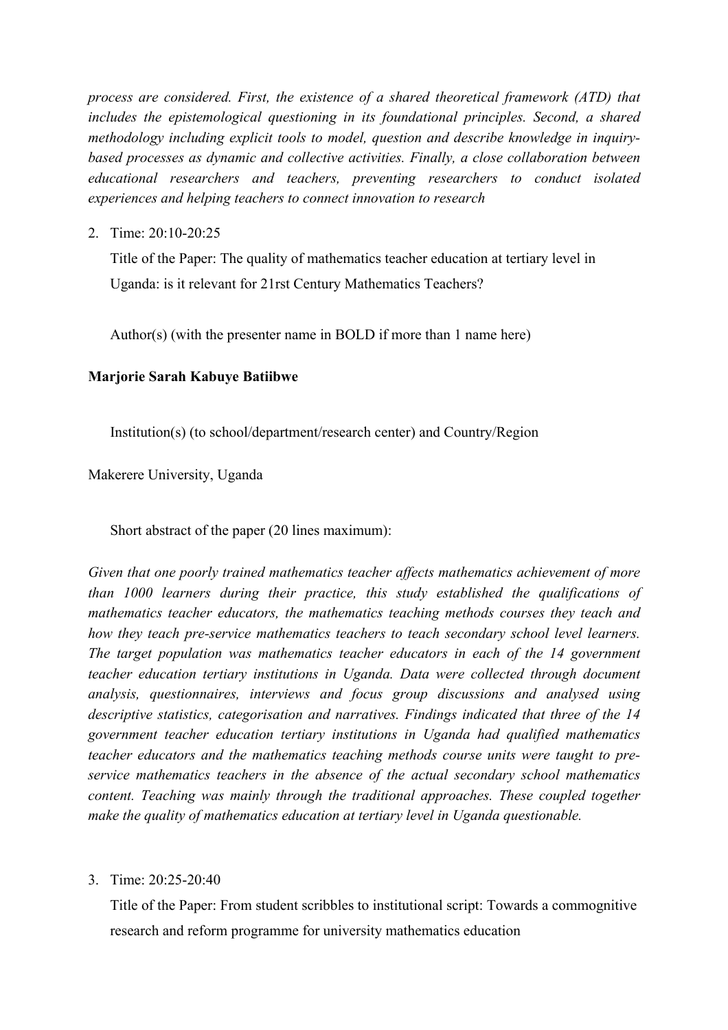*process are considered. First, the existence of a shared theoretical framework (ATD) that includes the epistemological questioning in its foundational principles. Second, a shared methodology including explicit tools to model, question and describe knowledge in inquiry-based processes as dynamic and collective activities. Finally, a close collaboration between educational researchers and teachers, preventing researchers to conduct isolated experiences and helping teachers to connect innovation to research*

2. Time: 20:10-20:25

   Title of the Paper: The quality of mathematics teacher education at tertiary level in Uganda: is it relevant for 21rst Century Mathematics Teachers?

   Author(s) (with the presenter name in BOLD if more than 1 name here)

**Marjorie Sarah Kabuye Batiibwe**

   Institution(s) (to school/department/research center) and Country/Region

Makerere University, Uganda

   Short abstract of the paper (20 lines maximum):

*Given that one poorly trained mathematics teacher affects mathematics achievement of more than 1000 learners during their practice, this study established the qualifications of mathematics teacher educators, the mathematics teaching methods courses they teach and how they teach pre-service mathematics teachers to teach secondary school level learners. The target population was mathematics teacher educators in each of the 14 government teacher education tertiary institutions in Uganda. Data were collected through document analysis, questionnaires, interviews and focus group discussions and analysed using descriptive statistics, categorisation and narratives. Findings indicated that three of the 14 government teacher education tertiary institutions in Uganda had qualified mathematics teacher educators and the mathematics teaching methods course units were taught to pre-service mathematics teachers in the absence of the actual secondary school mathematics content. Teaching was mainly through the traditional approaches. These coupled together make the quality of mathematics education at tertiary level in Uganda questionable.*

3. Time: 20:25-20:40

   Title of the Paper: From student scribbles to institutional script: Towards a commognitive research and reform programme for university mathematics education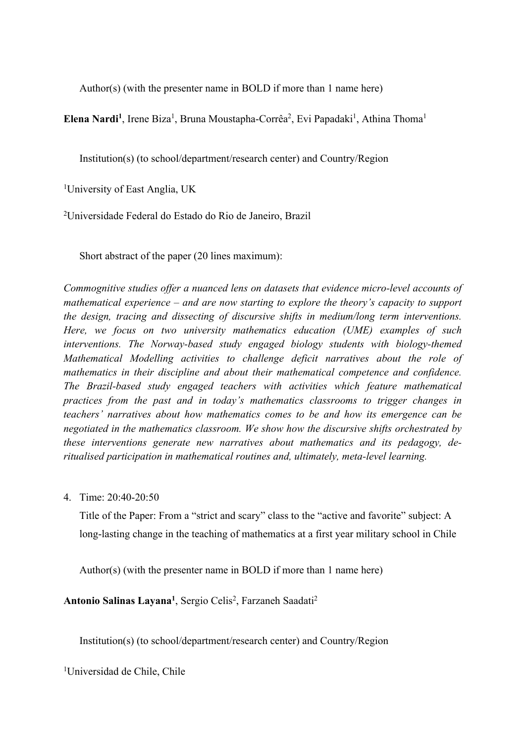Author(s) (with the presenter name in BOLD if more than 1 name here)

**Elena Nardi[1]**, Irene Biza[1], Bruna Moustapha-Corrêa[2], Evi Papadaki[1], Athina Thoma[1]

Institution(s) (to school/department/research center) and Country/Region

[1]University of East Anglia, UK

[2]Universidade Federal do Estado do Rio de Janeiro, Brazil

Short abstract of the paper (20 lines maximum):

*Commognitive studies offer a nuanced lens on datasets that evidence micro-level accounts of mathematical experience – and are now starting to explore the theory's capacity to support the design, tracing and dissecting of discursive shifts in medium/long term interventions. Here, we focus on two university mathematics education (UME) examples of such interventions. The Norway-based study engaged biology students with biology-themed Mathematical Modelling activities to challenge deficit narratives about the role of mathematics in their discipline and about their mathematical competence and confidence. The Brazil-based study engaged teachers with activities which feature mathematical practices from the past and in today's mathematics classrooms to trigger changes in teachers' narratives about how mathematics comes to be and how its emergence can be negotiated in the mathematics classroom. We show how the discursive shifts orchestrated by these interventions generate new narratives about mathematics and its pedagogy, de-ritualised participation in mathematical routines and, ultimately, meta-level learning.*

4. Time: 20:40-20:50

   Title of the Paper: From a "strict and scary" class to the "active and favorite" subject: A long-lasting change in the teaching of mathematics at a first year military school in Chile

   Author(s) (with the presenter name in BOLD if more than 1 name here)

**Antonio Salinas Layana[1]**, Sergio Celis[2], Farzaneh Saadati[2]

Institution(s) (to school/department/research center) and Country/Region

[1]Universidad de Chile, Chile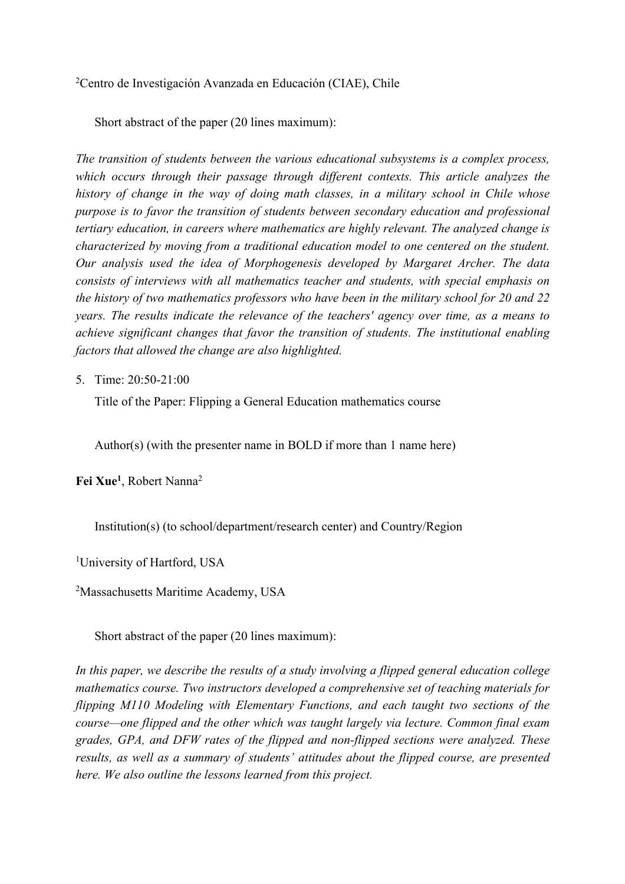[2]Centro de Investigación Avanzada en Educación (CIAE), Chile

Short abstract of the paper (20 lines maximum):

*The transition of students between the various educational subsystems is a complex process, which occurs through their passage through different contexts. This article analyzes the history of change in the way of doing math classes, in a military school in Chile whose purpose is to favor the transition of students between secondary education and professional tertiary education, in careers where mathematics are highly relevant. The analyzed change is characterized by moving from a traditional education model to one centered on the student. Our analysis used the idea of Morphogenesis developed by Margaret Archer. The data consists of interviews with all mathematics teacher and students, with special emphasis on the history of two mathematics professors who have been in the military school for 20 and 22 years. The results indicate the relevance of the teachers' agency over time, as a means to achieve significant changes that favor the transition of students. The institutional enabling factors that allowed the change are also highlighted.*

5. Time: 20:50-21:00

   Title of the Paper: Flipping a General Education mathematics course

   Author(s) (with the presenter name in BOLD if more than 1 name here)

**Fei Xue[1]**, Robert Nanna[2]

Institution(s) (to school/department/research center) and Country/Region

[1]University of Hartford, USA

[2]Massachusetts Maritime Academy, USA

Short abstract of the paper (20 lines maximum):

*In this paper, we describe the results of a study involving a flipped general education college mathematics course. Two instructors developed a comprehensive set of teaching materials for flipping M110 Modeling with Elementary Functions, and each taught two sections of the course—one flipped and the other which was taught largely via lecture. Common final exam grades, GPA, and DFW rates of the flipped and non-flipped sections were analyzed. These results, as well as a summary of students' attitudes about the flipped course, are presented here. We also outline the lessons learned from this project.*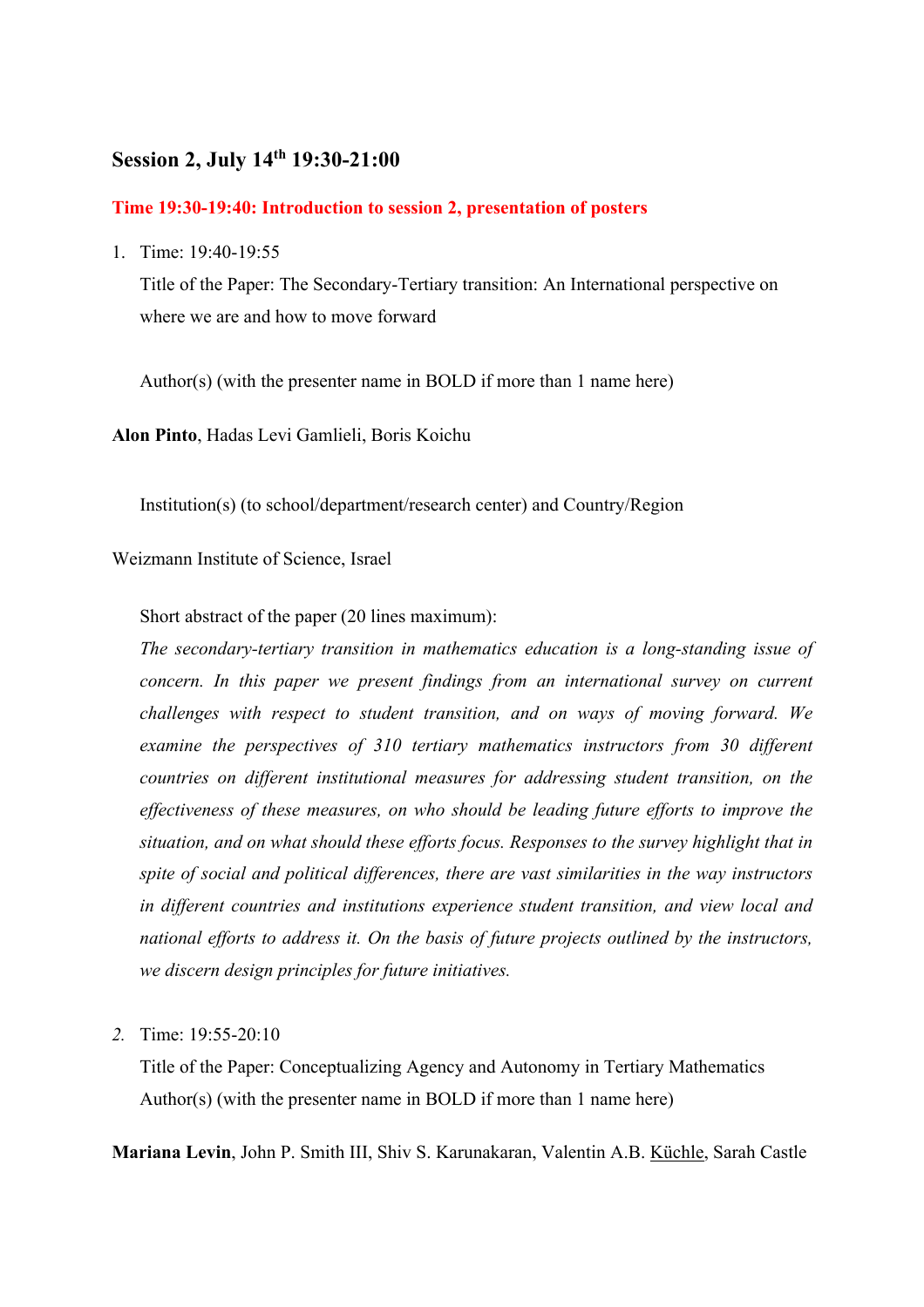## Session 2, July 14th 19:30-21:00

**Time 19:30-19:40: Introduction to session 2, presentation of posters**

1. Time: 19:40-19:55

   Title of the Paper: The Secondary-Tertiary transition: An International perspective on where we are and how to move forward

   Author(s) (with the presenter name in BOLD if more than 1 name here)

**Alon Pinto**, Hadas Levi Gamlieli, Boris Koichu

   Institution(s) (to school/department/research center) and Country/Region

Weizmann Institute of Science, Israel

   Short abstract of the paper (20 lines maximum):

   *The secondary-tertiary transition in mathematics education is a long-standing issue of concern. In this paper we present findings from an international survey on current challenges with respect to student transition, and on ways of moving forward. We examine the perspectives of 310 tertiary mathematics instructors from 30 different countries on different institutional measures for addressing student transition, on the effectiveness of these measures, on who should be leading future efforts to improve the situation, and on what should these efforts focus. Responses to the survey highlight that in spite of social and political differences, there are vast similarities in the way instructors in different countries and institutions experience student transition, and view local and national efforts to address it. On the basis of future projects outlined by the instructors, we discern design principles for future initiatives.*

2. Time: 19:55-20:10

   Title of the Paper: Conceptualizing Agency and Autonomy in Tertiary Mathematics

   Author(s) (with the presenter name in BOLD if more than 1 name here)

**Mariana Levin**, John P. Smith III, Shiv S. Karunakaran, Valentin A.B. Küchle, Sarah Castle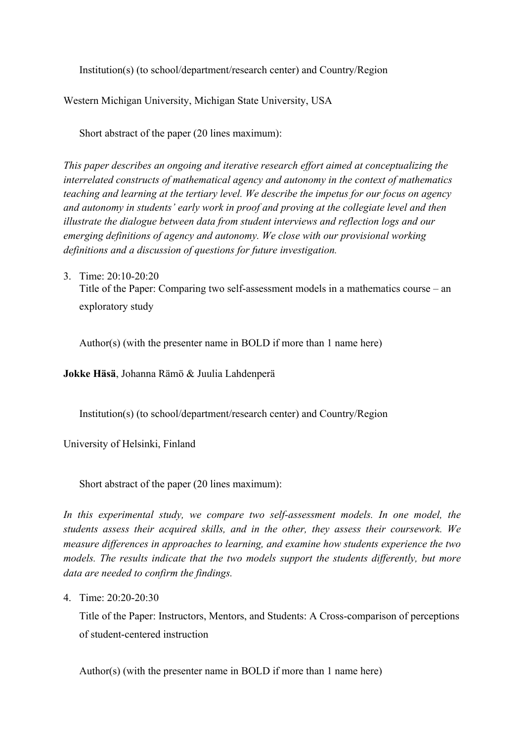Institution(s) (to school/department/research center) and Country/Region

Western Michigan University, Michigan State University, USA

Short abstract of the paper (20 lines maximum):

*This paper describes an ongoing and iterative research effort aimed at conceptualizing the interrelated constructs of mathematical agency and autonomy in the context of mathematics teaching and learning at the tertiary level. We describe the impetus for our focus on agency and autonomy in students' early work in proof and proving at the collegiate level and then illustrate the dialogue between data from student interviews and reflection logs and our emerging definitions of agency and autonomy. We close with our provisional working definitions and a discussion of questions for future investigation.*

3. Time: 20:10-20:20

   Title of the Paper: Comparing two self-assessment models in a mathematics course – an exploratory study

   Author(s) (with the presenter name in BOLD if more than 1 name here)

**Jokke Häsä**, Johanna Rämö & Juulia Lahdenperä

Institution(s) (to school/department/research center) and Country/Region

University of Helsinki, Finland

Short abstract of the paper (20 lines maximum):

*In this experimental study, we compare two self-assessment models. In one model, the students assess their acquired skills, and in the other, they assess their coursework. We measure differences in approaches to learning, and examine how students experience the two models. The results indicate that the two models support the students differently, but more data are needed to confirm the findings.*

4. Time: 20:20-20:30

   Title of the Paper: Instructors, Mentors, and Students: A Cross-comparison of perceptions of student-centered instruction

   Author(s) (with the presenter name in BOLD if more than 1 name here)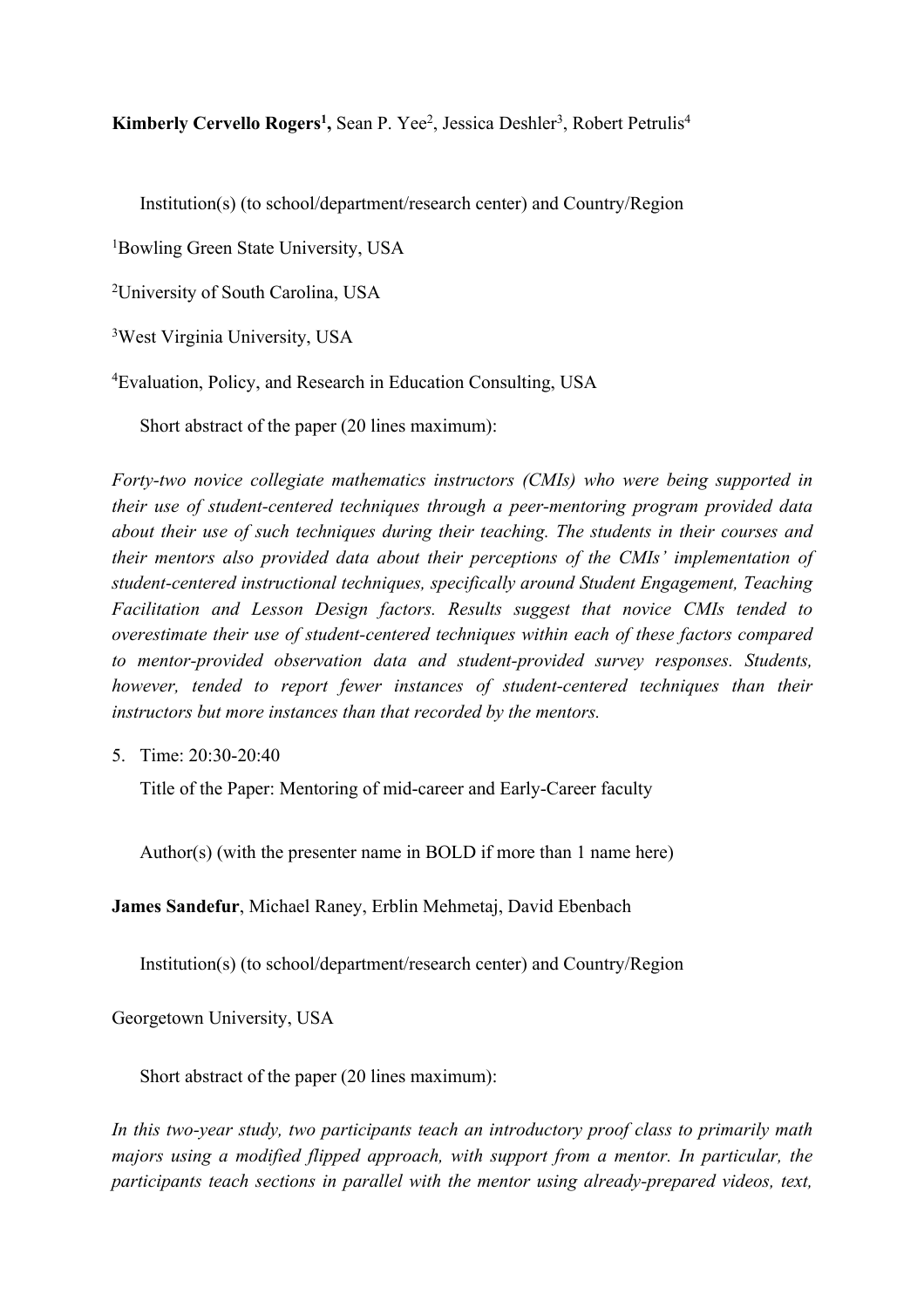**Kimberly Cervello Rogers[1],** Sean P. Yee[2], Jessica Deshler[3], Robert Petrulis[4]

Institution(s) (to school/department/research center) and Country/Region

[1]Bowling Green State University, USA

[2]University of South Carolina, USA

[3]West Virginia University, USA

[4]Evaluation, Policy, and Research in Education Consulting, USA

Short abstract of the paper (20 lines maximum):

*Forty-two novice collegiate mathematics instructors (CMIs) who were being supported in their use of student-centered techniques through a peer-mentoring program provided data about their use of such techniques during their teaching. The students in their courses and their mentors also provided data about their perceptions of the CMIs' implementation of student-centered instructional techniques, specifically around Student Engagement, Teaching Facilitation and Lesson Design factors. Results suggest that novice CMIs tended to overestimate their use of student-centered techniques within each of these factors compared to mentor-provided observation data and student-provided survey responses. Students, however, tended to report fewer instances of student-centered techniques than their instructors but more instances than that recorded by the mentors.*

5. Time: 20:30-20:40

   Title of the Paper: Mentoring of mid-career and Early-Career faculty

   Author(s) (with the presenter name in BOLD if more than 1 name here)

**James Sandefur**, Michael Raney, Erblin Mehmetaj, David Ebenbach

Institution(s) (to school/department/research center) and Country/Region

Georgetown University, USA

Short abstract of the paper (20 lines maximum):

*In this two-year study, two participants teach an introductory proof class to primarily math majors using a modified flipped approach, with support from a mentor. In particular, the participants teach sections in parallel with the mentor using already-prepared videos, text,*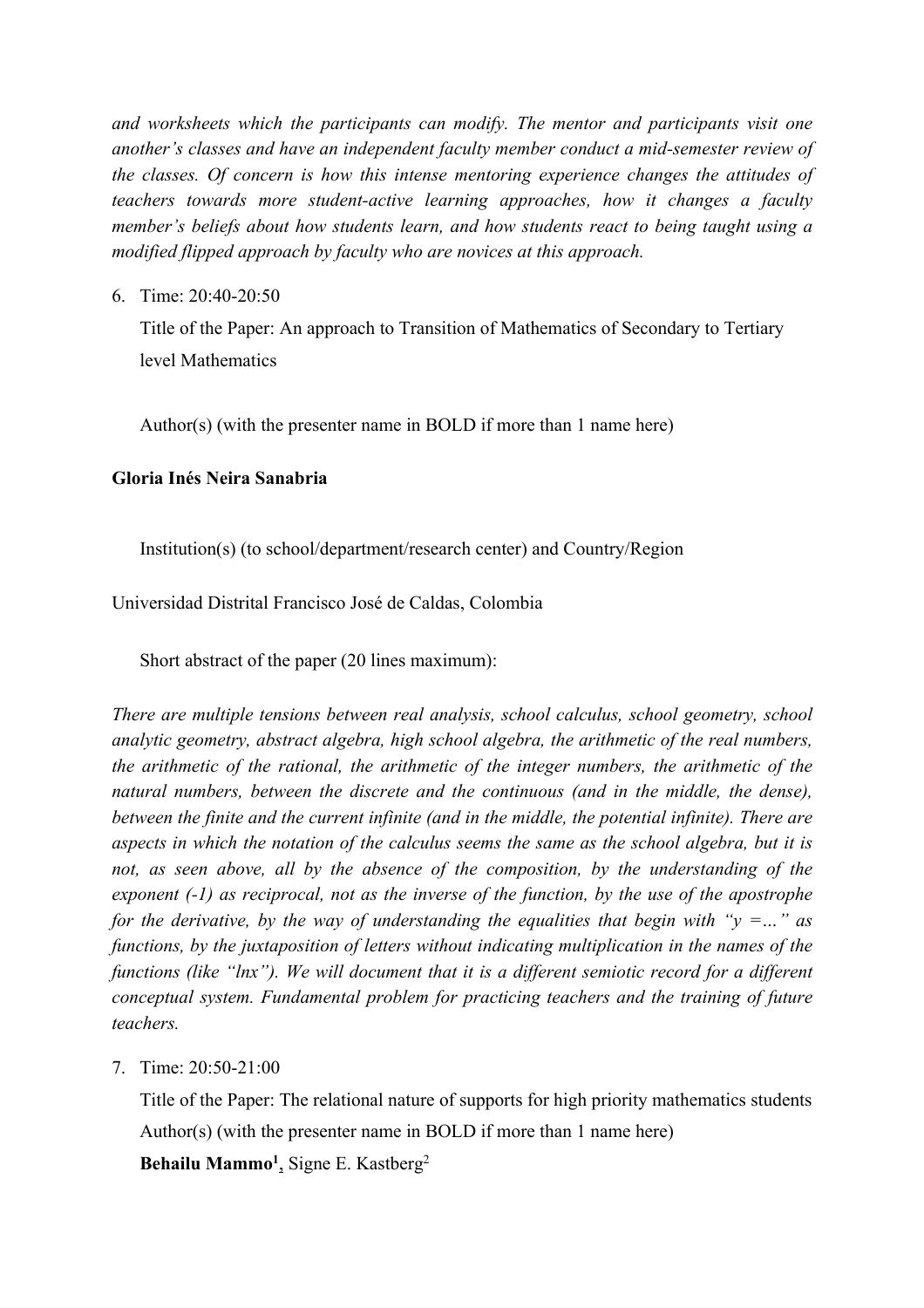*and worksheets which the participants can modify. The mentor and participants visit one another's classes and have an independent faculty member conduct a mid-semester review of the classes. Of concern is how this intense mentoring experience changes the attitudes of teachers towards more student-active learning approaches, how it changes a faculty member's beliefs about how students learn, and how students react to being taught using a modified flipped approach by faculty who are novices at this approach.*

6. Time: 20:40-20:50

   Title of the Paper: An approach to Transition of Mathematics of Secondary to Tertiary level Mathematics

   Author(s) (with the presenter name in BOLD if more than 1 name here)

**Gloria Inés Neira Sanabria**

   Institution(s) (to school/department/research center) and Country/Region

Universidad Distrital Francisco José de Caldas, Colombia

   Short abstract of the paper (20 lines maximum):

*There are multiple tensions between real analysis, school calculus, school geometry, school analytic geometry, abstract algebra, high school algebra, the arithmetic of the real numbers, the arithmetic of the rational, the arithmetic of the integer numbers, the arithmetic of the natural numbers, between the discrete and the continuous (and in the middle, the dense), between the finite and the current infinite (and in the middle, the potential infinite). There are aspects in which the notation of the calculus seems the same as the school algebra, but it is not, as seen above, all by the absence of the composition, by the understanding of the exponent (-1) as reciprocal, not as the inverse of the function, by the use of the apostrophe for the derivative, by the way of understanding the equalities that begin with "y =…" as functions, by the juxtaposition of letters without indicating multiplication in the names of the functions (like "lnx"). We will document that it is a different semiotic record for a different conceptual system. Fundamental problem for practicing teachers and the training of future teachers.*

7. Time: 20:50-21:00

   Title of the Paper: The relational nature of supports for high priority mathematics students

   Author(s) (with the presenter name in BOLD if more than 1 name here)

   **Behailu Mammo**[1], Signe E. Kastberg[2]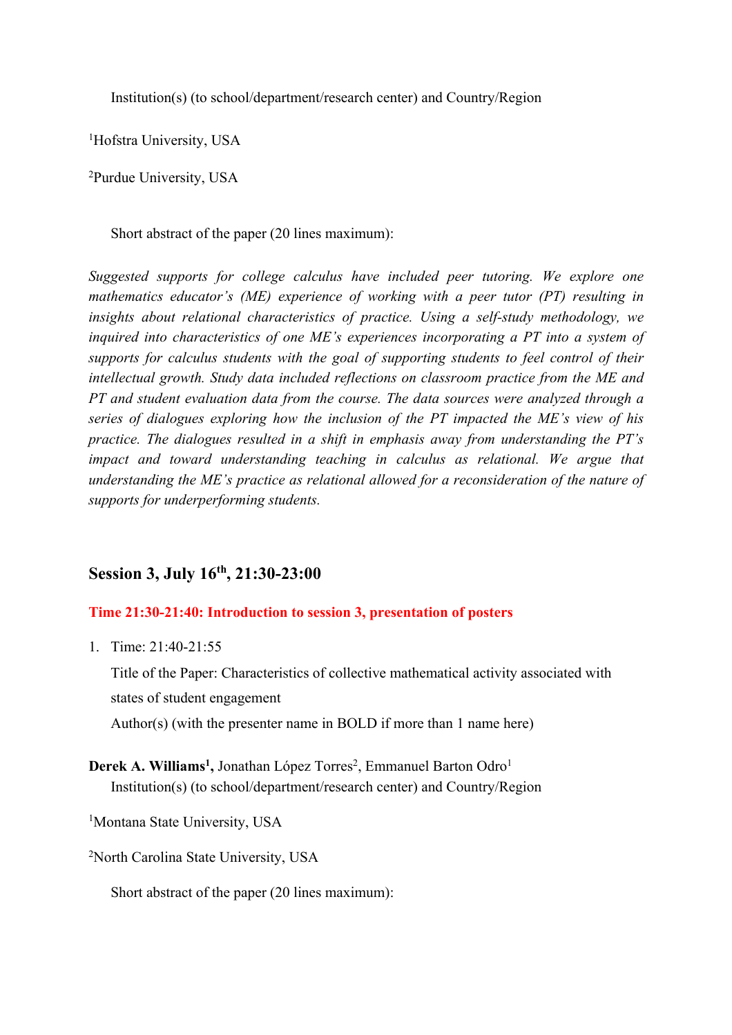Institution(s) (to school/department/research center) and Country/Region

[1]Hofstra University, USA

[2]Purdue University, USA

Short abstract of the paper (20 lines maximum):

*Suggested supports for college calculus have included peer tutoring. We explore one mathematics educator's (ME) experience of working with a peer tutor (PT) resulting in insights about relational characteristics of practice. Using a self-study methodology, we inquired into characteristics of one ME's experiences incorporating a PT into a system of supports for calculus students with the goal of supporting students to feel control of their intellectual growth. Study data included reflections on classroom practice from the ME and PT and student evaluation data from the course. The data sources were analyzed through a series of dialogues exploring how the inclusion of the PT impacted the ME's view of his practice. The dialogues resulted in a shift in emphasis away from understanding the PT's impact and toward understanding teaching in calculus as relational. We argue that understanding the ME's practice as relational allowed for a reconsideration of the nature of supports for underperforming students.*

## Session 3, July 16th, 21:30-23:00

**Time 21:30-21:40: Introduction to session 3, presentation of posters**

1. Time: 21:40-21:55

   Title of the Paper: Characteristics of collective mathematical activity associated with states of student engagement

   Author(s) (with the presenter name in BOLD if more than 1 name here)

**Derek A. Williams[1],** Jonathan López Torres[2], Emmanuel Barton Odro[1]

Institution(s) (to school/department/research center) and Country/Region

[1]Montana State University, USA

[2]North Carolina State University, USA

Short abstract of the paper (20 lines maximum):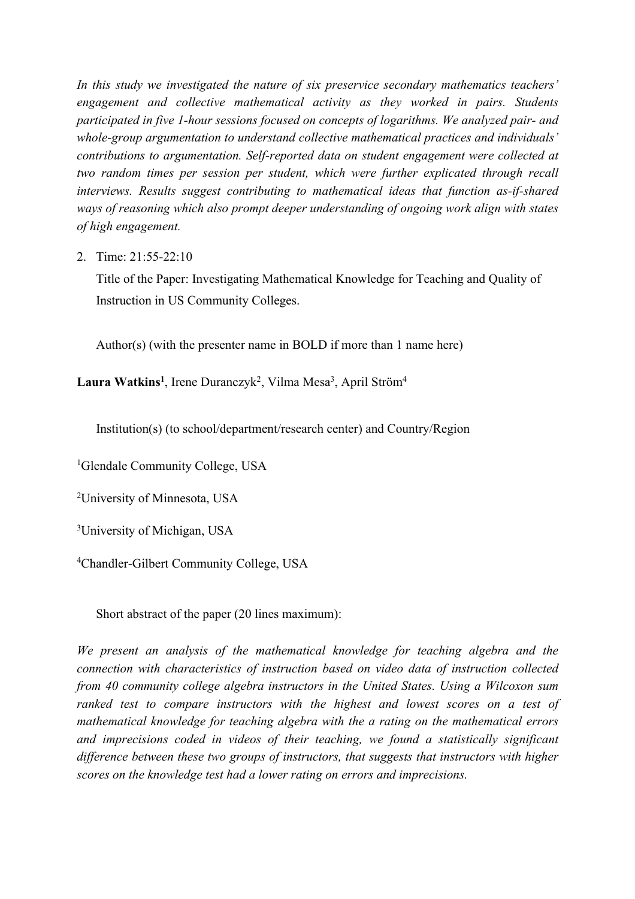*In this study we investigated the nature of six preservice secondary mathematics teachers' engagement and collective mathematical activity as they worked in pairs. Students participated in five 1-hour sessions focused on concepts of logarithms. We analyzed pair- and whole-group argumentation to understand collective mathematical practices and individuals' contributions to argumentation. Self-reported data on student engagement were collected at two random times per session per student, which were further explicated through recall interviews. Results suggest contributing to mathematical ideas that function as-if-shared ways of reasoning which also prompt deeper understanding of ongoing work align with states of high engagement.*

2. Time: 21:55-22:10

   Title of the Paper: Investigating Mathematical Knowledge for Teaching and Quality of Instruction in US Community Colleges.

   Author(s) (with the presenter name in BOLD if more than 1 name here)

**Laura Watkins[1]**, Irene Duranczyk[2], Vilma Mesa[3], April Ström[4]

Institution(s) (to school/department/research center) and Country/Region

[1]Glendale Community College, USA

[2]University of Minnesota, USA

[3]University of Michigan, USA

[4]Chandler-Gilbert Community College, USA

Short abstract of the paper (20 lines maximum):

*We present an analysis of the mathematical knowledge for teaching algebra and the connection with characteristics of instruction based on video data of instruction collected from 40 community college algebra instructors in the United States. Using a Wilcoxon sum ranked test to compare instructors with the highest and lowest scores on a test of mathematical knowledge for teaching algebra with the a rating on the mathematical errors and imprecisions coded in videos of their teaching, we found a statistically significant difference between these two groups of instructors, that suggests that instructors with higher scores on the knowledge test had a lower rating on errors and imprecisions.*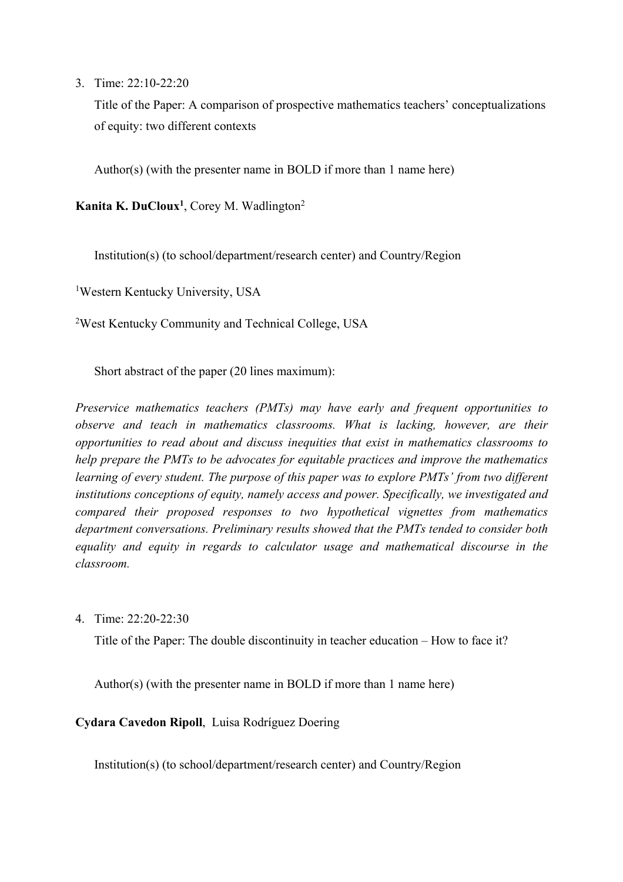3. Time: 22:10-22:20

   Title of the Paper: A comparison of prospective mathematics teachers' conceptualizations of equity: two different contexts

   Author(s) (with the presenter name in BOLD if more than 1 name here)

**Kanita K. DuCloux[1]**, Corey M. Wadlington[2]

   Institution(s) (to school/department/research center) and Country/Region

[1]Western Kentucky University, USA

[2]West Kentucky Community and Technical College, USA

   Short abstract of the paper (20 lines maximum):

*Preservice mathematics teachers (PMTs) may have early and frequent opportunities to observe and teach in mathematics classrooms. What is lacking, however, are their opportunities to read about and discuss inequities that exist in mathematics classrooms to help prepare the PMTs to be advocates for equitable practices and improve the mathematics learning of every student. The purpose of this paper was to explore PMTs' from two different institutions conceptions of equity, namely access and power. Specifically, we investigated and compared their proposed responses to two hypothetical vignettes from mathematics department conversations. Preliminary results showed that the PMTs tended to consider both equality and equity in regards to calculator usage and mathematical discourse in the classroom.*

4. Time: 22:20-22:30

   Title of the Paper: The double discontinuity in teacher education – How to face it?

   Author(s) (with the presenter name in BOLD if more than 1 name here)

**Cydara Cavedon Ripoll**, Luisa Rodríguez Doering

   Institution(s) (to school/department/research center) and Country/Region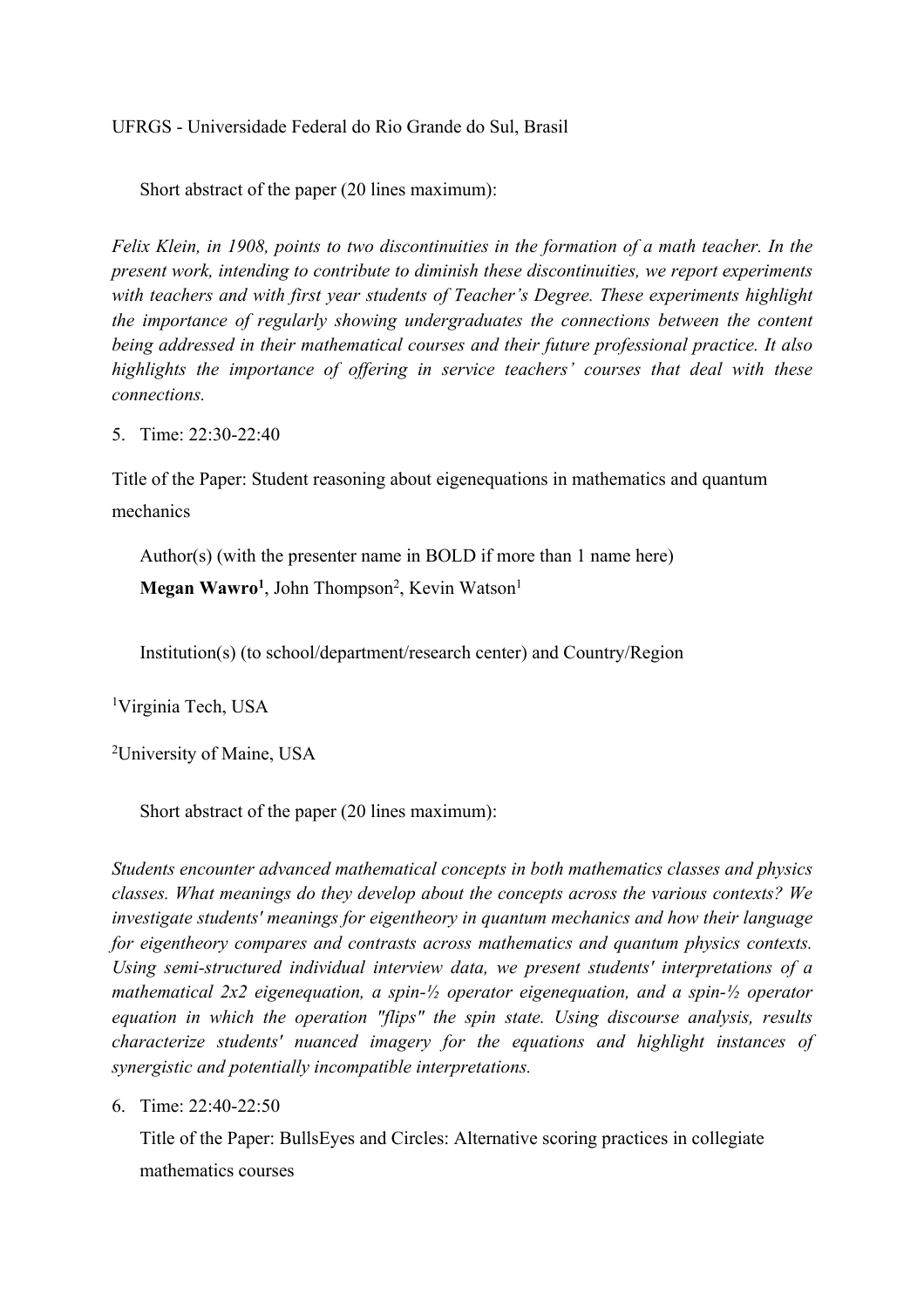UFRGS - Universidade Federal do Rio Grande do Sul, Brasil

Short abstract of the paper (20 lines maximum):

*Felix Klein, in 1908, points to two discontinuities in the formation of a math teacher. In the present work, intending to contribute to diminish these discontinuities, we report experiments with teachers and with first year students of Teacher's Degree. These experiments highlight the importance of regularly showing undergraduates the connections between the content being addressed in their mathematical courses and their future professional practice. It also highlights the importance of offering in service teachers' courses that deal with these connections.*

5. Time: 22:30-22:40

Title of the Paper: Student reasoning about eigenequations in mathematics and quantum mechanics

Author(s) (with the presenter name in BOLD if more than 1 name here)

**Megan Wawro[1]**, John Thompson[2], Kevin Watson[1]

Institution(s) (to school/department/research center) and Country/Region

[1]Virginia Tech, USA

[2]University of Maine, USA

Short abstract of the paper (20 lines maximum):

*Students encounter advanced mathematical concepts in both mathematics classes and physics classes. What meanings do they develop about the concepts across the various contexts? We investigate students' meanings for eigentheory in quantum mechanics and how their language for eigentheory compares and contrasts across mathematics and quantum physics contexts. Using semi-structured individual interview data, we present students' interpretations of a mathematical 2x2 eigenequation, a spin-½ operator eigenequation, and a spin-½ operator equation in which the operation "flips" the spin state. Using discourse analysis, results characterize students' nuanced imagery for the equations and highlight instances of synergistic and potentially incompatible interpretations.*

6. Time: 22:40-22:50

   Title of the Paper: BullsEyes and Circles: Alternative scoring practices in collegiate mathematics courses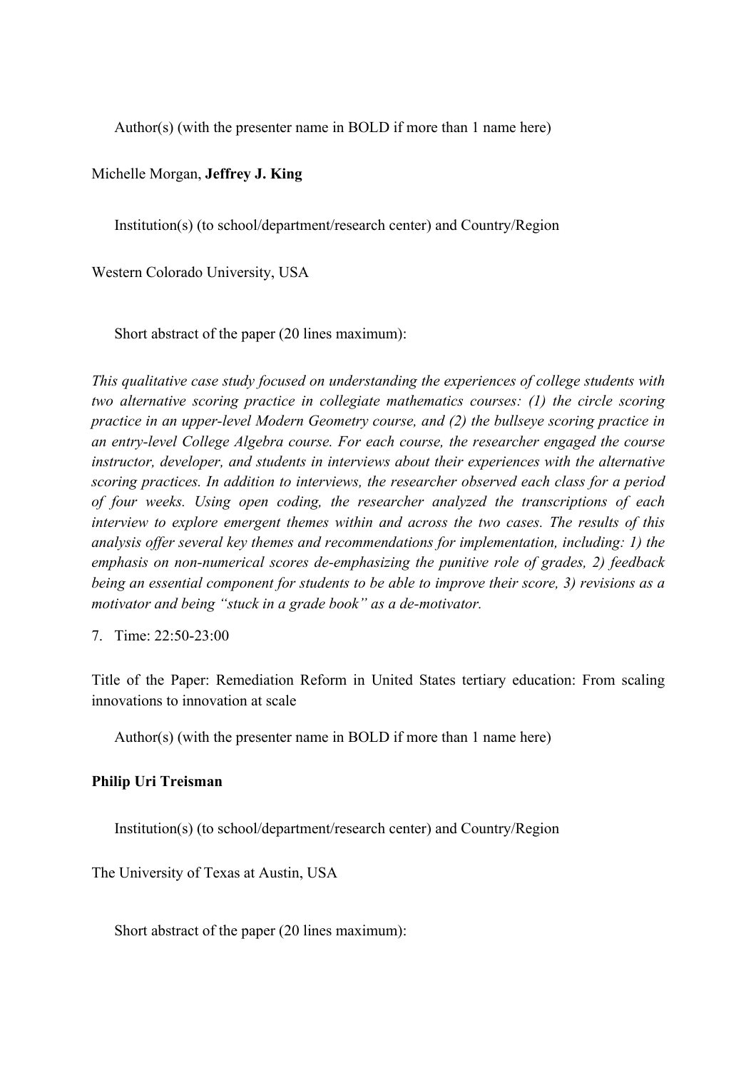Author(s) (with the presenter name in BOLD if more than 1 name here)

Michelle Morgan, **Jeffrey J. King**

Institution(s) (to school/department/research center) and Country/Region

Western Colorado University, USA

Short abstract of the paper (20 lines maximum):

*This qualitative case study focused on understanding the experiences of college students with two alternative scoring practice in collegiate mathematics courses: (1) the circle scoring practice in an upper-level Modern Geometry course, and (2) the bullseye scoring practice in an entry-level College Algebra course. For each course, the researcher engaged the course instructor, developer, and students in interviews about their experiences with the alternative scoring practices. In addition to interviews, the researcher observed each class for a period of four weeks. Using open coding, the researcher analyzed the transcriptions of each interview to explore emergent themes within and across the two cases. The results of this analysis offer several key themes and recommendations for implementation, including: 1) the emphasis on non-numerical scores de-emphasizing the punitive role of grades, 2) feedback being an essential component for students to be able to improve their score, 3) revisions as a motivator and being "stuck in a grade book" as a de-motivator.*

7. Time: 22:50-23:00

Title of the Paper: Remediation Reform in United States tertiary education: From scaling innovations to innovation at scale

Author(s) (with the presenter name in BOLD if more than 1 name here)

**Philip Uri Treisman**

Institution(s) (to school/department/research center) and Country/Region

The University of Texas at Austin, USA

Short abstract of the paper (20 lines maximum):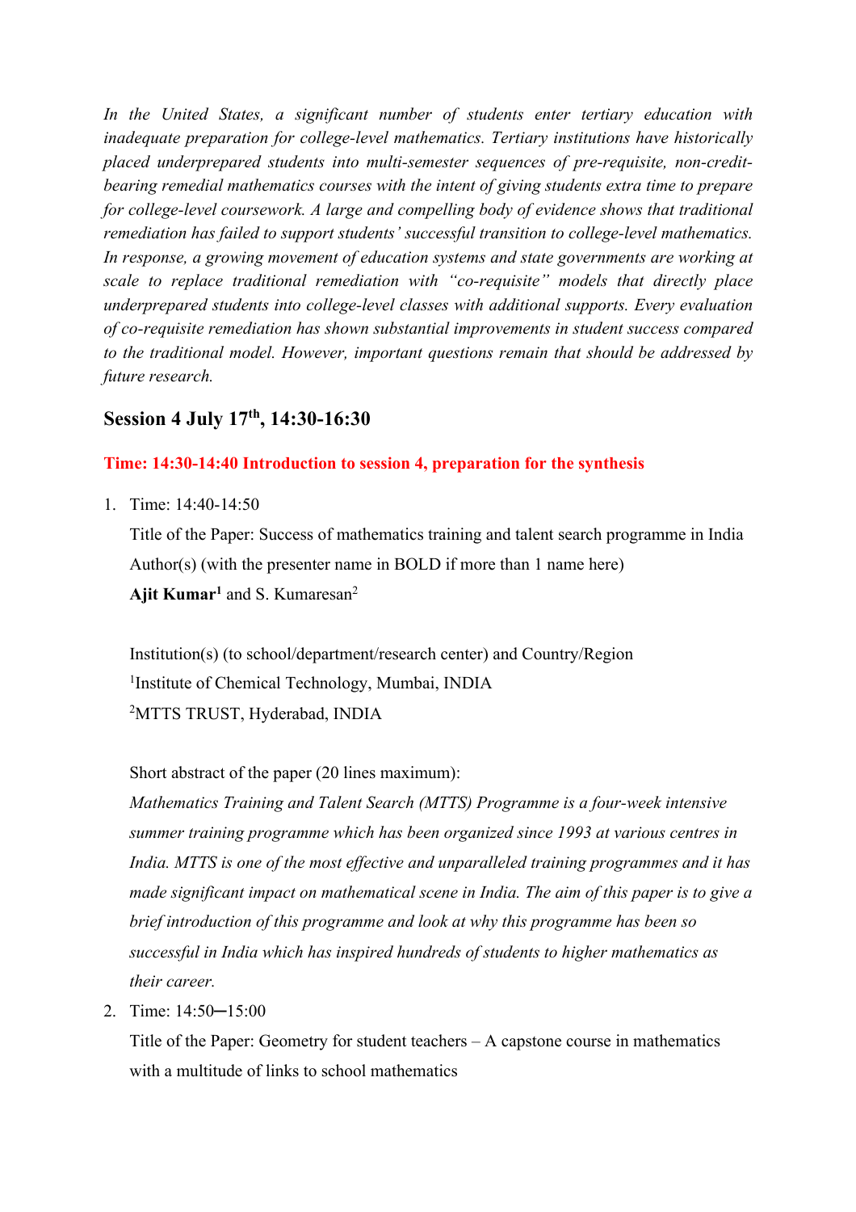*In the United States, a significant number of students enter tertiary education with inadequate preparation for college-level mathematics. Tertiary institutions have historically placed underprepared students into multi-semester sequences of pre-requisite, non-credit-bearing remedial mathematics courses with the intent of giving students extra time to prepare for college-level coursework. A large and compelling body of evidence shows that traditional remediation has failed to support students' successful transition to college-level mathematics. In response, a growing movement of education systems and state governments are working at scale to replace traditional remediation with "co-requisite" models that directly place underprepared students into college-level classes with additional supports. Every evaluation of co-requisite remediation has shown substantial improvements in student success compared to the traditional model. However, important questions remain that should be addressed by future research.*

## Session 4 July 17th, 14:30-16:30

**Time: 14:30-14:40 Introduction to session 4, preparation for the synthesis**

1. Time: 14:40-14:50

   Title of the Paper: Success of mathematics training and talent search programme in India

   Author(s) (with the presenter name in BOLD if more than 1 name here)

   **Ajit Kumar**[1] and S. Kumaresan[2]

   Institution(s) (to school/department/research center) and Country/Region

   [1]Institute of Chemical Technology, Mumbai, INDIA

   [2]MTTS TRUST, Hyderabad, INDIA

   Short abstract of the paper (20 lines maximum):

   *Mathematics Training and Talent Search (MTTS) Programme is a four-week intensive summer training programme which has been organized since 1993 at various centres in India. MTTS is one of the most effective and unparalleled training programmes and it has made significant impact on mathematical scene in India. The aim of this paper is to give a brief introduction of this programme and look at why this programme has been so successful in India which has inspired hundreds of students to higher mathematics as their career.*

2. Time: 14:50─15:00

   Title of the Paper: Geometry for student teachers – A capstone course in mathematics with a multitude of links to school mathematics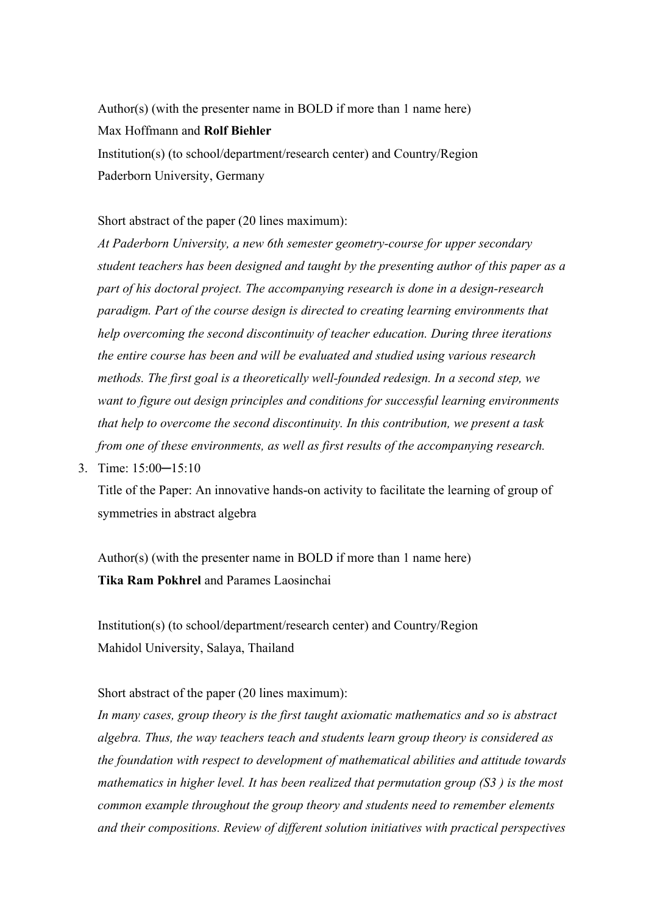Author(s) (with the presenter name in BOLD if more than 1 name here)

Max Hoffmann and **Rolf Biehler**

Institution(s) (to school/department/research center) and Country/Region

Paderborn University, Germany

Short abstract of the paper (20 lines maximum):

*At Paderborn University, a new 6th semester geometry-course for upper secondary student teachers has been designed and taught by the presenting author of this paper as a part of his doctoral project. The accompanying research is done in a design-research paradigm. Part of the course design is directed to creating learning environments that help overcoming the second discontinuity of teacher education. During three iterations the entire course has been and will be evaluated and studied using various research methods. The first goal is a theoretically well-founded redesign. In a second step, we want to figure out design principles and conditions for successful learning environments that help to overcome the second discontinuity. In this contribution, we present a task from one of these environments, as well as first results of the accompanying research.*

3. Time: 15:00─15:10

   Title of the Paper: An innovative hands-on activity to facilitate the learning of group of symmetries in abstract algebra

   Author(s) (with the presenter name in BOLD if more than 1 name here)

   **Tika Ram Pokhrel** and Parames Laosinchai

   Institution(s) (to school/department/research center) and Country/Region

   Mahidol University, Salaya, Thailand

   Short abstract of the paper (20 lines maximum):

   *In many cases, group theory is the first taught axiomatic mathematics and so is abstract algebra. Thus, the way teachers teach and students learn group theory is considered as the foundation with respect to development of mathematical abilities and attitude towards mathematics in higher level. It has been realized that permutation group (S3 ) is the most common example throughout the group theory and students need to remember elements and their compositions. Review of different solution initiatives with practical perspectives*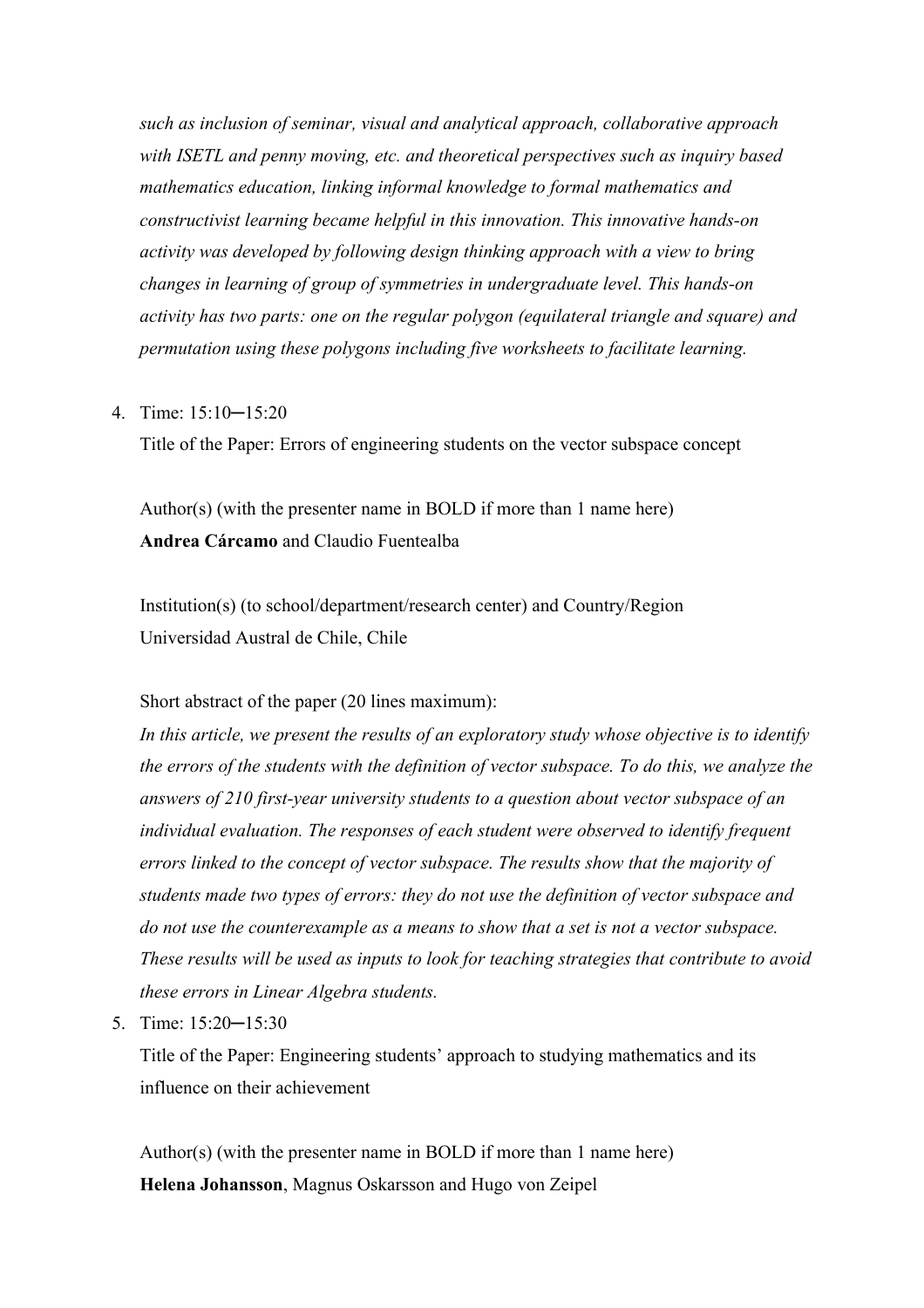*such as inclusion of seminar, visual and analytical approach, collaborative approach with ISETL and penny moving, etc. and theoretical perspectives such as inquiry based mathematics education, linking informal knowledge to formal mathematics and constructivist learning became helpful in this innovation. This innovative hands-on activity was developed by following design thinking approach with a view to bring changes in learning of group of symmetries in undergraduate level. This hands-on activity has two parts: one on the regular polygon (equilateral triangle and square) and permutation using these polygons including five worksheets to facilitate learning.*

4. Time: 15:10─15:20

   Title of the Paper: Errors of engineering students on the vector subspace concept

   Author(s) (with the presenter name in BOLD if more than 1 name here)
   **Andrea Cárcamo** and Claudio Fuentealba

   Institution(s) (to school/department/research center) and Country/Region
   Universidad Austral de Chile, Chile

   Short abstract of the paper (20 lines maximum):
   *In this article, we present the results of an exploratory study whose objective is to identify the errors of the students with the definition of vector subspace. To do this, we analyze the answers of 210 first-year university students to a question about vector subspace of an individual evaluation. The responses of each student were observed to identify frequent errors linked to the concept of vector subspace. The results show that the majority of students made two types of errors: they do not use the definition of vector subspace and do not use the counterexample as a means to show that a set is not a vector subspace. These results will be used as inputs to look for teaching strategies that contribute to avoid these errors in Linear Algebra students.*

5. Time: 15:20─15:30

   Title of the Paper: Engineering students' approach to studying mathematics and its influence on their achievement

   Author(s) (with the presenter name in BOLD if more than 1 name here)
   **Helena Johansson**, Magnus Oskarsson and Hugo von Zeipel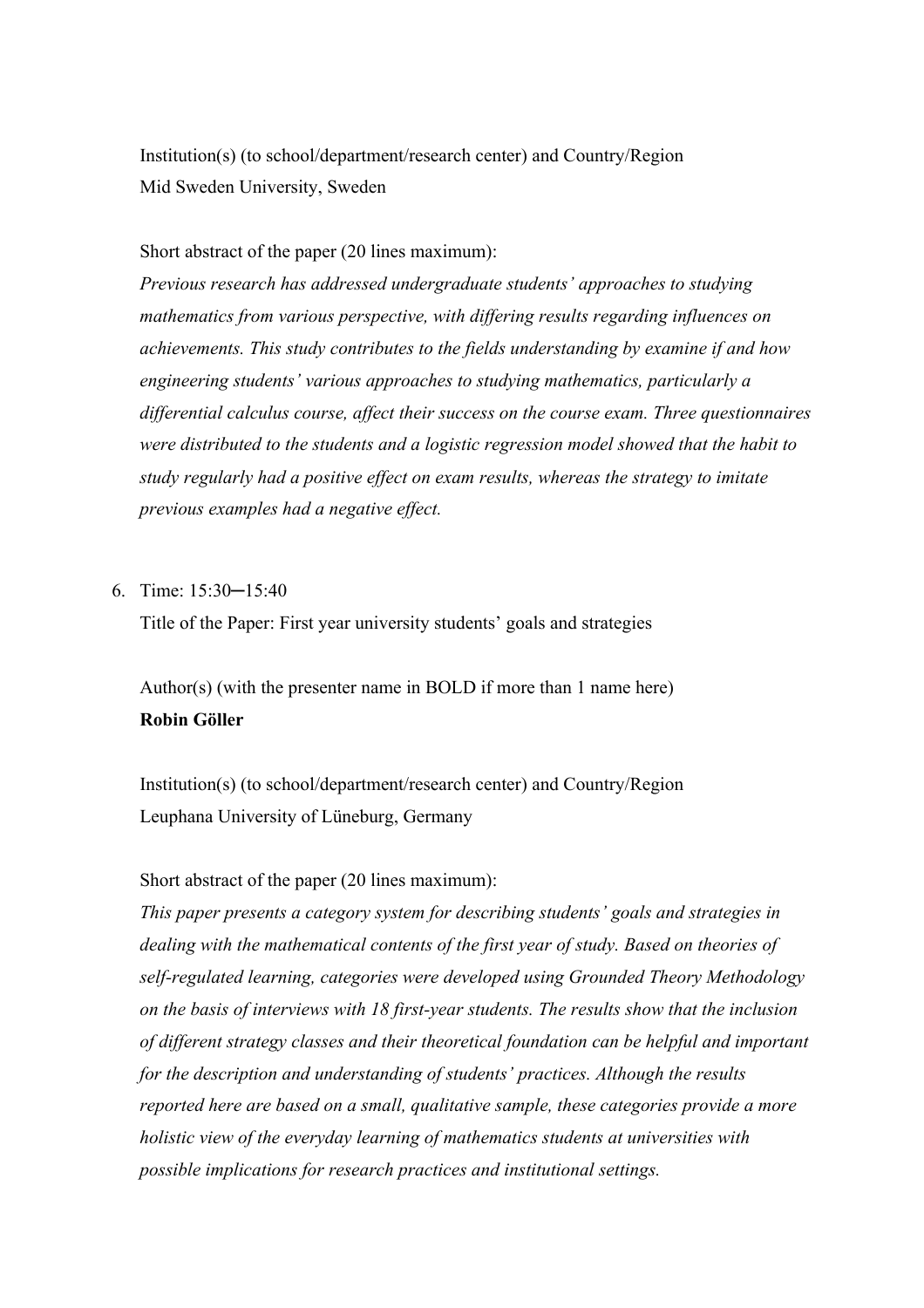Institution(s) (to school/department/research center) and Country/Region
Mid Sweden University, Sweden

Short abstract of the paper (20 lines maximum):

*Previous research has addressed undergraduate students' approaches to studying mathematics from various perspective, with differing results regarding influences on achievements. This study contributes to the fields understanding by examine if and how engineering students' various approaches to studying mathematics, particularly a differential calculus course, affect their success on the course exam. Three questionnaires were distributed to the students and a logistic regression model showed that the habit to study regularly had a positive effect on exam results, whereas the strategy to imitate previous examples had a negative effect.*

6. Time: 15:30─15:40

   Title of the Paper: First year university students' goals and strategies

   Author(s) (with the presenter name in BOLD if more than 1 name here)
   **Robin Göller**

   Institution(s) (to school/department/research center) and Country/Region
   Leuphana University of Lüneburg, Germany

   Short abstract of the paper (20 lines maximum):

   *This paper presents a category system for describing students' goals and strategies in dealing with the mathematical contents of the first year of study. Based on theories of self-regulated learning, categories were developed using Grounded Theory Methodology on the basis of interviews with 18 first-year students. The results show that the inclusion of different strategy classes and their theoretical foundation can be helpful and important for the description and understanding of students' practices. Although the results reported here are based on a small, qualitative sample, these categories provide a more holistic view of the everyday learning of mathematics students at universities with possible implications for research practices and institutional settings.*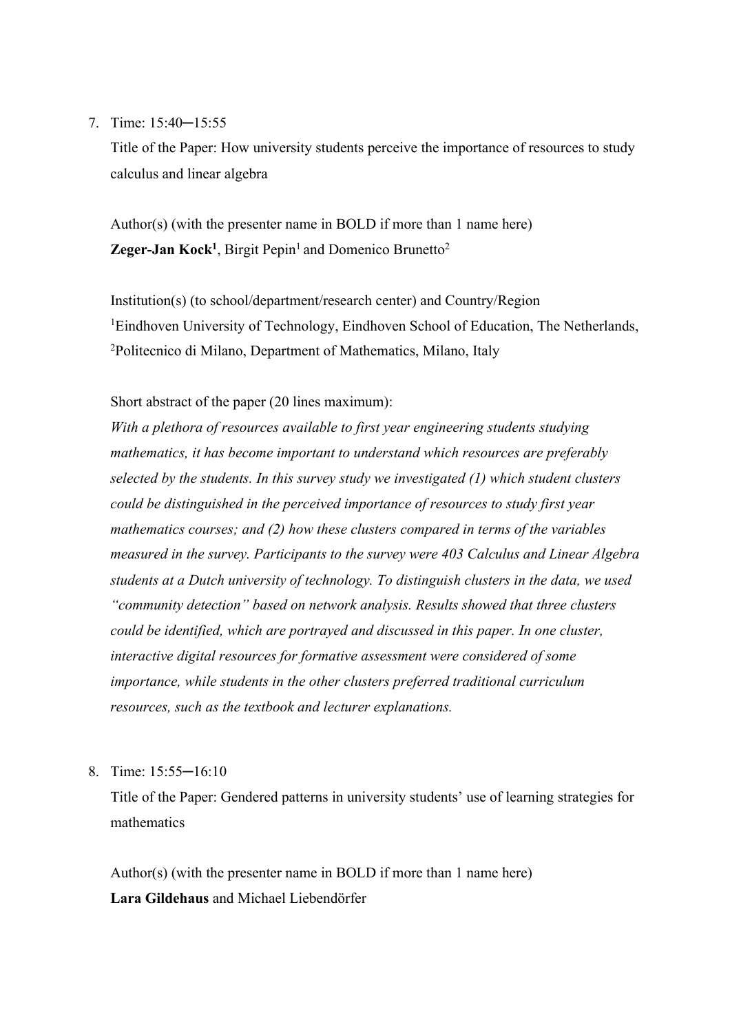7. Time: 15:40─15:55

   Title of the Paper: How university students perceive the importance of resources to study calculus and linear algebra

   Author(s) (with the presenter name in BOLD if more than 1 name here)

   **Zeger-Jan Kock[1]**, Birgit Pepin[1] and Domenico Brunetto[2]

   Institution(s) (to school/department/research center) and Country/Region

   [1]Eindhoven University of Technology, Eindhoven School of Education, The Netherlands, [2]Politecnico di Milano, Department of Mathematics, Milano, Italy

   Short abstract of the paper (20 lines maximum):

   *With a plethora of resources available to first year engineering students studying mathematics, it has become important to understand which resources are preferably selected by the students. In this survey study we investigated (1) which student clusters could be distinguished in the perceived importance of resources to study first year mathematics courses; and (2) how these clusters compared in terms of the variables measured in the survey. Participants to the survey were 403 Calculus and Linear Algebra students at a Dutch university of technology. To distinguish clusters in the data, we used "community detection" based on network analysis. Results showed that three clusters could be identified, which are portrayed and discussed in this paper. In one cluster, interactive digital resources for formative assessment were considered of some importance, while students in the other clusters preferred traditional curriculum resources, such as the textbook and lecturer explanations.*

8. Time: 15:55─16:10

   Title of the Paper: Gendered patterns in university students' use of learning strategies for mathematics

   Author(s) (with the presenter name in BOLD if more than 1 name here)

   **Lara Gildehaus** and Michael Liebendörfer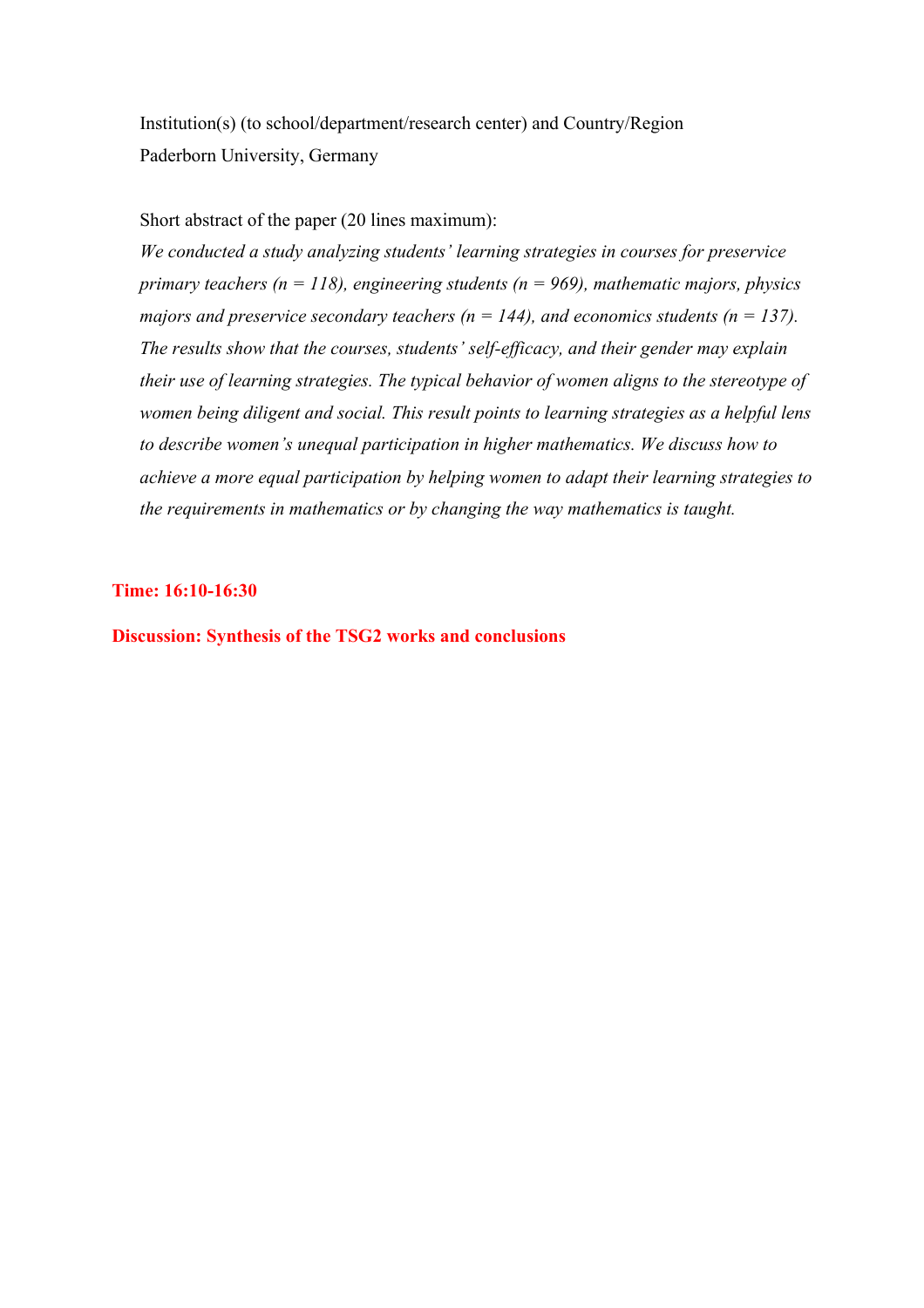Institution(s) (to school/department/research center) and Country/Region

Paderborn University, Germany

Short abstract of the paper (20 lines maximum):

*We conducted a study analyzing students' learning strategies in courses for preservice primary teachers ($n = 118$), engineering students ($n = 969$), mathematic majors, physics majors and preservice secondary teachers ($n = 144$), and economics students ($n = 137$). The results show that the courses, students' self-efficacy, and their gender may explain their use of learning strategies. The typical behavior of women aligns to the stereotype of women being diligent and social. This result points to learning strategies as a helpful lens to describe women's unequal participation in higher mathematics. We discuss how to achieve a more equal participation by helping women to adapt their learning strategies to the requirements in mathematics or by changing the way mathematics is taught.*

**Time: 16:10-16:30**

**Discussion: Synthesis of the TSG2 works and conclusions**